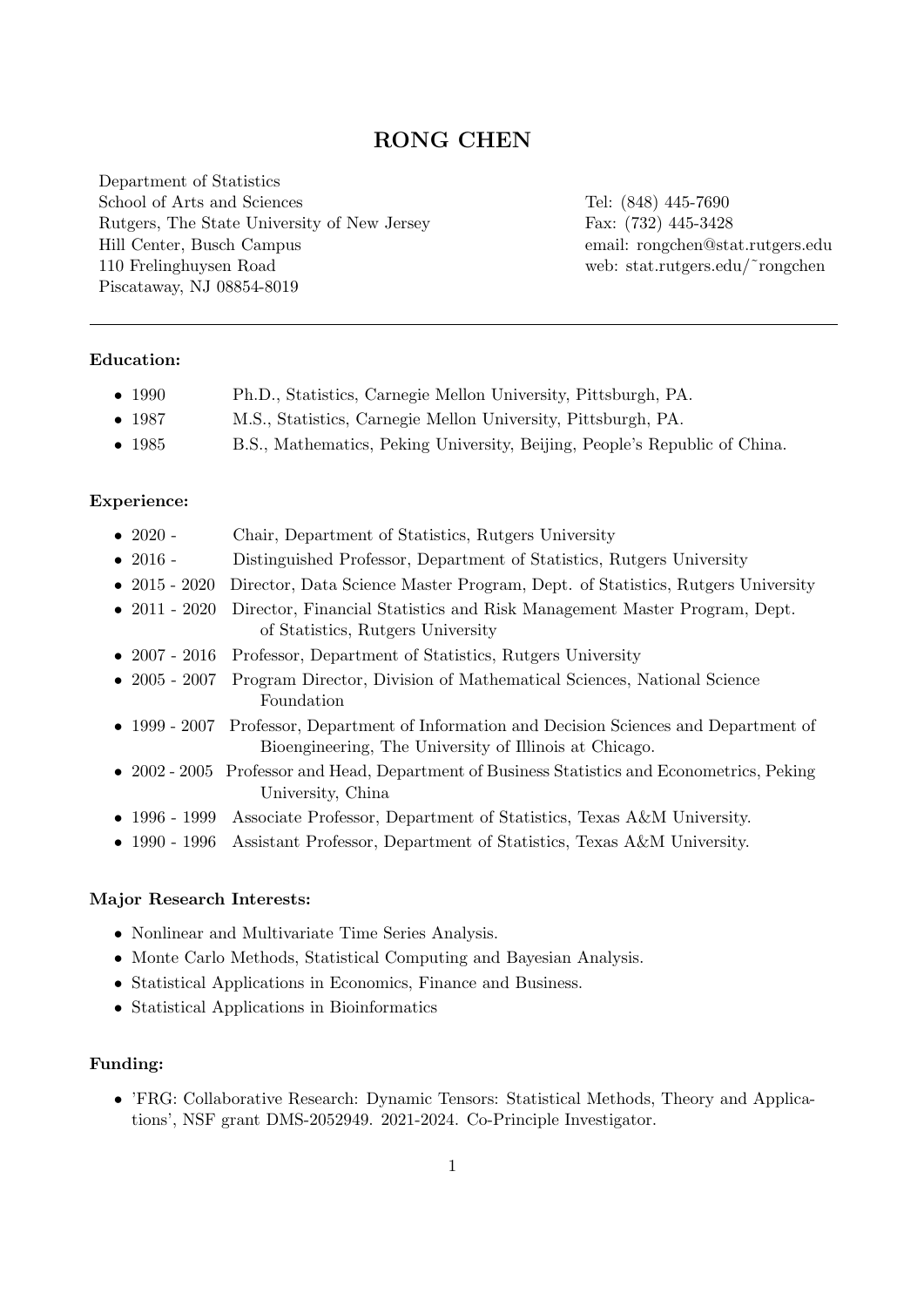# RONG CHEN

Department of Statistics
School of Arts and Sciences
Rutgers, The State University of New Jersey
Hill Center, Busch Campus
110 Frelinghuysen Road
Piscataway, NJ 08854-8019

Tel: (848) 445-7690
Fax: (732) 445-3428
email: rongchen@stat.rutgers.edu
web: stat.rutgers.edu/˜rongchen

---

**Education:**

- 1990 Ph.D., Statistics, Carnegie Mellon University, Pittsburgh, PA.
- 1987 M.S., Statistics, Carnegie Mellon University, Pittsburgh, PA.
- 1985 B.S., Mathematics, Peking University, Beijing, People's Republic of China.

**Experience:**

- 2020 - Chair, Department of Statistics, Rutgers University
- 2016 - Distinguished Professor, Department of Statistics, Rutgers University
- 2015 - 2020 Director, Data Science Master Program, Dept. of Statistics, Rutgers University
- 2011 - 2020 Director, Financial Statistics and Risk Management Master Program, Dept. of Statistics, Rutgers University
- 2007 - 2016 Professor, Department of Statistics, Rutgers University
- 2005 - 2007 Program Director, Division of Mathematical Sciences, National Science Foundation
- 1999 - 2007 Professor, Department of Information and Decision Sciences and Department of Bioengineering, The University of Illinois at Chicago.
- 2002 - 2005 Professor and Head, Department of Business Statistics and Econometrics, Peking University, China
- 1996 - 1999 Associate Professor, Department of Statistics, Texas A&M University.
- 1990 - 1996 Assistant Professor, Department of Statistics, Texas A&M University.

**Major Research Interests:**

- Nonlinear and Multivariate Time Series Analysis.
- Monte Carlo Methods, Statistical Computing and Bayesian Analysis.
- Statistical Applications in Economics, Finance and Business.
- Statistical Applications in Bioinformatics

**Funding:**

- 'FRG: Collaborative Research: Dynamic Tensors: Statistical Methods, Theory and Applications', NSF grant DMS-2052949. 2021-2024. Co-Principle Investigator.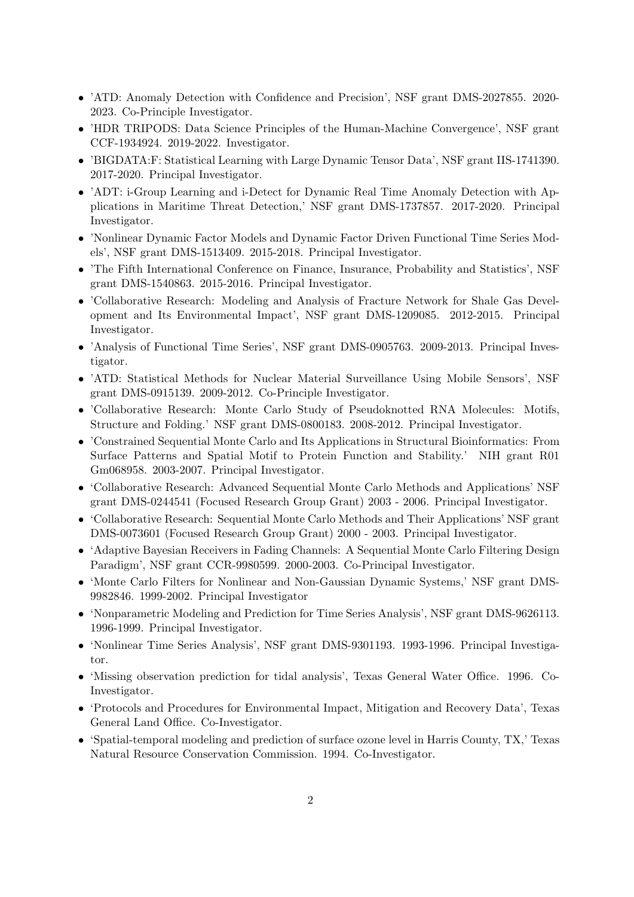- 'ATD: Anomaly Detection with Confidence and Precision', NSF grant DMS-2027855. 2020-2023. Co-Principle Investigator.
- 'HDR TRIPODS: Data Science Principles of the Human-Machine Convergence', NSF grant CCF-1934924. 2019-2022. Investigator.
- 'BIGDATA:F: Statistical Learning with Large Dynamic Tensor Data', NSF grant IIS-1741390. 2017-2020. Principal Investigator.
- 'ADT: i-Group Learning and i-Detect for Dynamic Real Time Anomaly Detection with Applications in Maritime Threat Detection,' NSF grant DMS-1737857. 2017-2020. Principal Investigator.
- 'Nonlinear Dynamic Factor Models and Dynamic Factor Driven Functional Time Series Models', NSF grant DMS-1513409. 2015-2018. Principal Investigator.
- 'The Fifth International Conference on Finance, Insurance, Probability and Statistics', NSF grant DMS-1540863. 2015-2016. Principal Investigator.
- 'Collaborative Research: Modeling and Analysis of Fracture Network for Shale Gas Development and Its Environmental Impact', NSF grant DMS-1209085. 2012-2015. Principal Investigator.
- 'Analysis of Functional Time Series', NSF grant DMS-0905763. 2009-2013. Principal Investigator.
- 'ATD: Statistical Methods for Nuclear Material Surveillance Using Mobile Sensors', NSF grant DMS-0915139. 2009-2012. Co-Principle Investigator.
- 'Collaborative Research: Monte Carlo Study of Pseudoknotted RNA Molecules: Motifs, Structure and Folding.' NSF grant DMS-0800183. 2008-2012. Principal Investigator.
- 'Constrained Sequential Monte Carlo and Its Applications in Structural Bioinformatics: From Surface Patterns and Spatial Motif to Protein Function and Stability.' NIH grant R01 Gm068958. 2003-2007. Principal Investigator.
- 'Collaborative Research: Advanced Sequential Monte Carlo Methods and Applications' NSF grant DMS-0244541 (Focused Research Group Grant) 2003 - 2006. Principal Investigator.
- 'Collaborative Research: Sequential Monte Carlo Methods and Their Applications' NSF grant DMS-0073601 (Focused Research Group Grant) 2000 - 2003. Principal Investigator.
- 'Adaptive Bayesian Receivers in Fading Channels: A Sequential Monte Carlo Filtering Design Paradigm', NSF grant CCR-9980599. 2000-2003. Co-Principal Investigator.
- 'Monte Carlo Filters for Nonlinear and Non-Gaussian Dynamic Systems,' NSF grant DMS-9982846. 1999-2002. Principal Investigator
- 'Nonparametric Modeling and Prediction for Time Series Analysis', NSF grant DMS-9626113. 1996-1999. Principal Investigator.
- 'Nonlinear Time Series Analysis', NSF grant DMS-9301193. 1993-1996. Principal Investigator.
- 'Missing observation prediction for tidal analysis', Texas General Water Office. 1996. Co-Investigator.
- 'Protocols and Procedures for Environmental Impact, Mitigation and Recovery Data', Texas General Land Office. Co-Investigator.
- 'Spatial-temporal modeling and prediction of surface ozone level in Harris County, TX,' Texas Natural Resource Conservation Commission. 1994. Co-Investigator.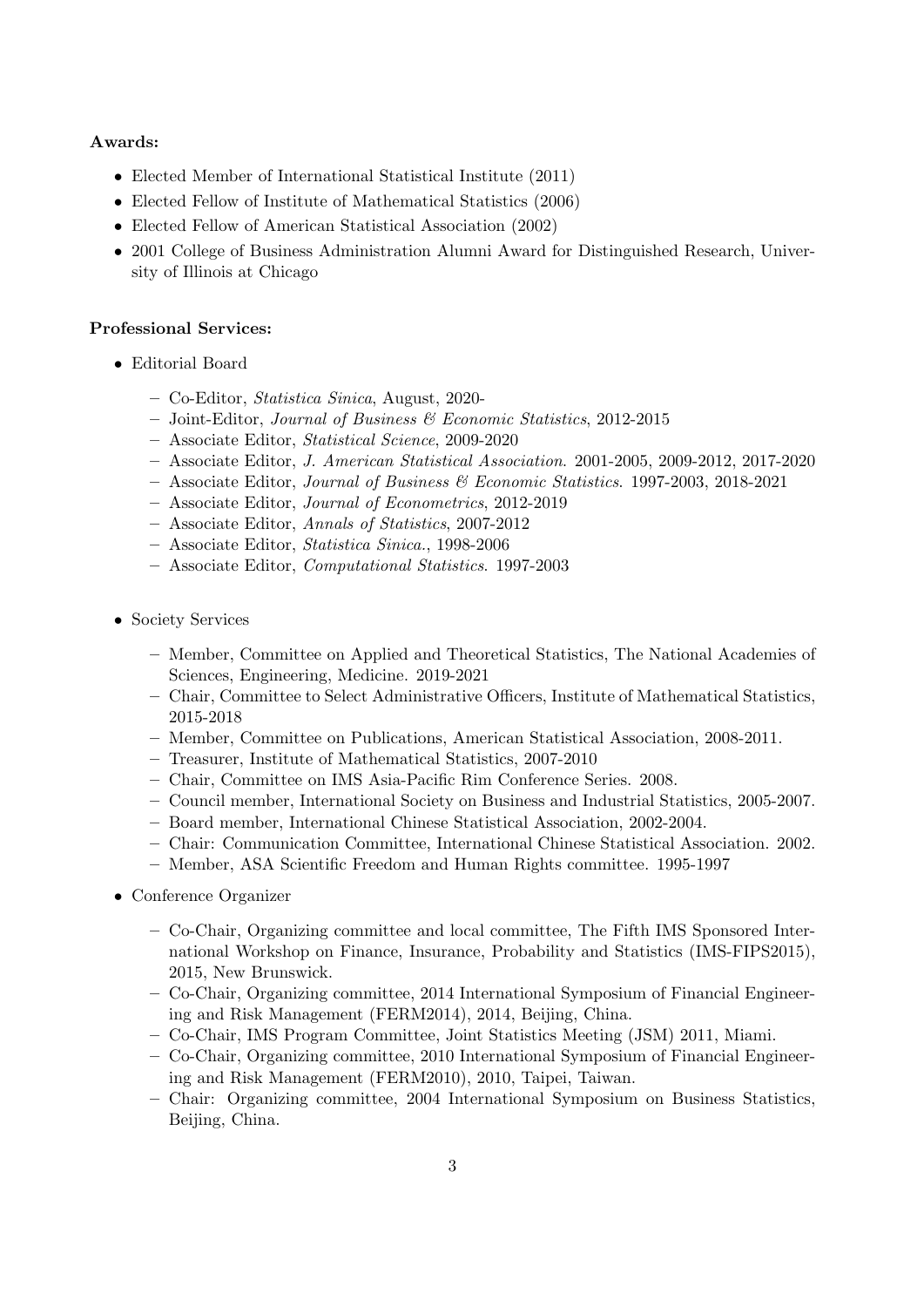**Awards:**

- Elected Member of International Statistical Institute (2011)
- Elected Fellow of Institute of Mathematical Statistics (2006)
- Elected Fellow of American Statistical Association (2002)
- 2001 College of Business Administration Alumni Award for Distinguished Research, University of Illinois at Chicago

**Professional Services:**

- Editorial Board
  - Co-Editor, *Statistica Sinica*, August, 2020-
  - Joint-Editor, *Journal of Business & Economic Statistics*, 2012-2015
  - Associate Editor, *Statistical Science*, 2009-2020
  - Associate Editor, *J. American Statistical Association*. 2001-2005, 2009-2012, 2017-2020
  - Associate Editor, *Journal of Business & Economic Statistics*. 1997-2003, 2018-2021
  - Associate Editor, *Journal of Econometrics*, 2012-2019
  - Associate Editor, *Annals of Statistics*, 2007-2012
  - Associate Editor, *Statistica Sinica.*, 1998-2006
  - Associate Editor, *Computational Statistics*. 1997-2003
- Society Services
  - Member, Committee on Applied and Theoretical Statistics, The National Academies of Sciences, Engineering, Medicine. 2019-2021
  - Chair, Committee to Select Administrative Officers, Institute of Mathematical Statistics, 2015-2018
  - Member, Committee on Publications, American Statistical Association, 2008-2011.
  - Treasurer, Institute of Mathematical Statistics, 2007-2010
  - Chair, Committee on IMS Asia-Pacific Rim Conference Series. 2008.
  - Council member, International Society on Business and Industrial Statistics, 2005-2007.
  - Board member, International Chinese Statistical Association, 2002-2004.
  - Chair: Communication Committee, International Chinese Statistical Association. 2002.
  - Member, ASA Scientific Freedom and Human Rights committee. 1995-1997
- Conference Organizer
  - Co-Chair, Organizing committee and local committee, The Fifth IMS Sponsored International Workshop on Finance, Insurance, Probability and Statistics (IMS-FIPS2015), 2015, New Brunswick.
  - Co-Chair, Organizing committee, 2014 International Symposium of Financial Engineering and Risk Management (FERM2014), 2014, Beijing, China.
  - Co-Chair, IMS Program Committee, Joint Statistics Meeting (JSM) 2011, Miami.
  - Co-Chair, Organizing committee, 2010 International Symposium of Financial Engineering and Risk Management (FERM2010), 2010, Taipei, Taiwan.
  - Chair: Organizing committee, 2004 International Symposium on Business Statistics, Beijing, China.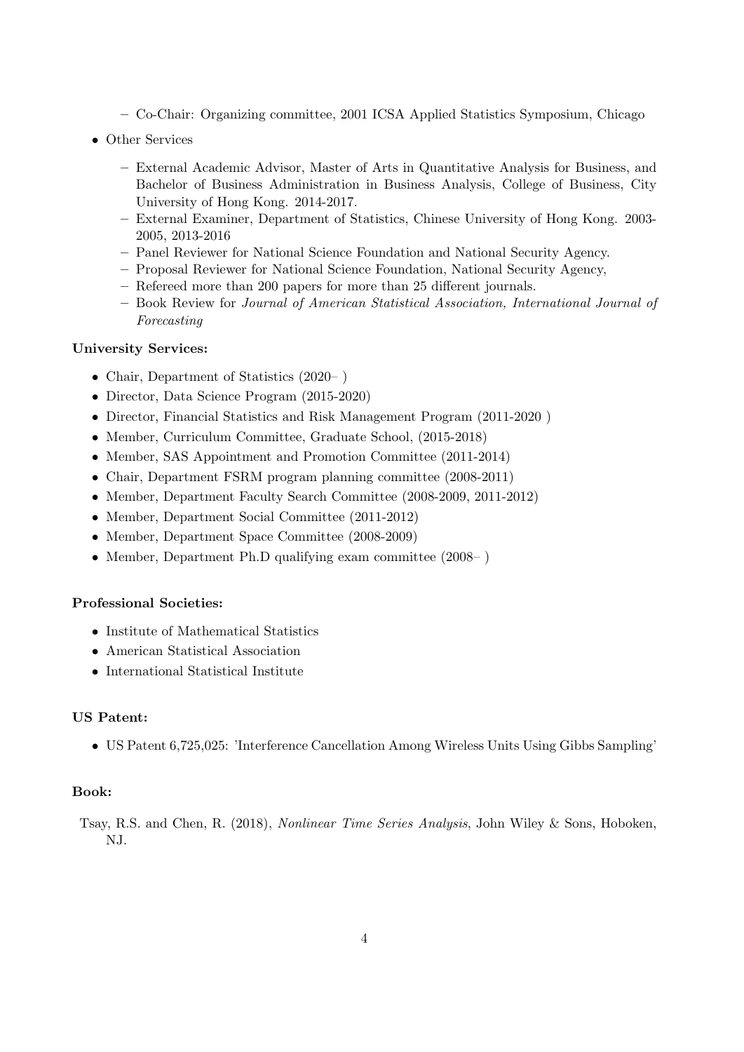- Co-Chair: Organizing committee, 2001 ICSA Applied Statistics Symposium, Chicago

- Other Services
  - External Academic Advisor, Master of Arts in Quantitative Analysis for Business, and Bachelor of Business Administration in Business Analysis, College of Business, City University of Hong Kong. 2014-2017.
  - External Examiner, Department of Statistics, Chinese University of Hong Kong. 2003-2005, 2013-2016
  - Panel Reviewer for National Science Foundation and National Security Agency.
  - Proposal Reviewer for National Science Foundation, National Security Agency,
  - Refereed more than 200 papers for more than 25 different journals.
  - Book Review for *Journal of American Statistical Association, International Journal of Forecasting*

**University Services:**

- Chair, Department of Statistics (2020– )
- Director, Data Science Program (2015-2020)
- Director, Financial Statistics and Risk Management Program (2011-2020 )
- Member, Curriculum Committee, Graduate School, (2015-2018)
- Member, SAS Appointment and Promotion Committee (2011-2014)
- Chair, Department FSRM program planning committee (2008-2011)
- Member, Department Faculty Search Committee (2008-2009, 2011-2012)
- Member, Department Social Committee (2011-2012)
- Member, Department Space Committee (2008-2009)
- Member, Department Ph.D qualifying exam committee (2008– )

**Professional Societies:**

- Institute of Mathematical Statistics
- American Statistical Association
- International Statistical Institute

**US Patent:**

- US Patent 6,725,025: 'Interference Cancellation Among Wireless Units Using Gibbs Sampling'

**Book:**

Tsay, R.S. and Chen, R. (2018), *Nonlinear Time Series Analysis*, John Wiley & Sons, Hoboken, NJ.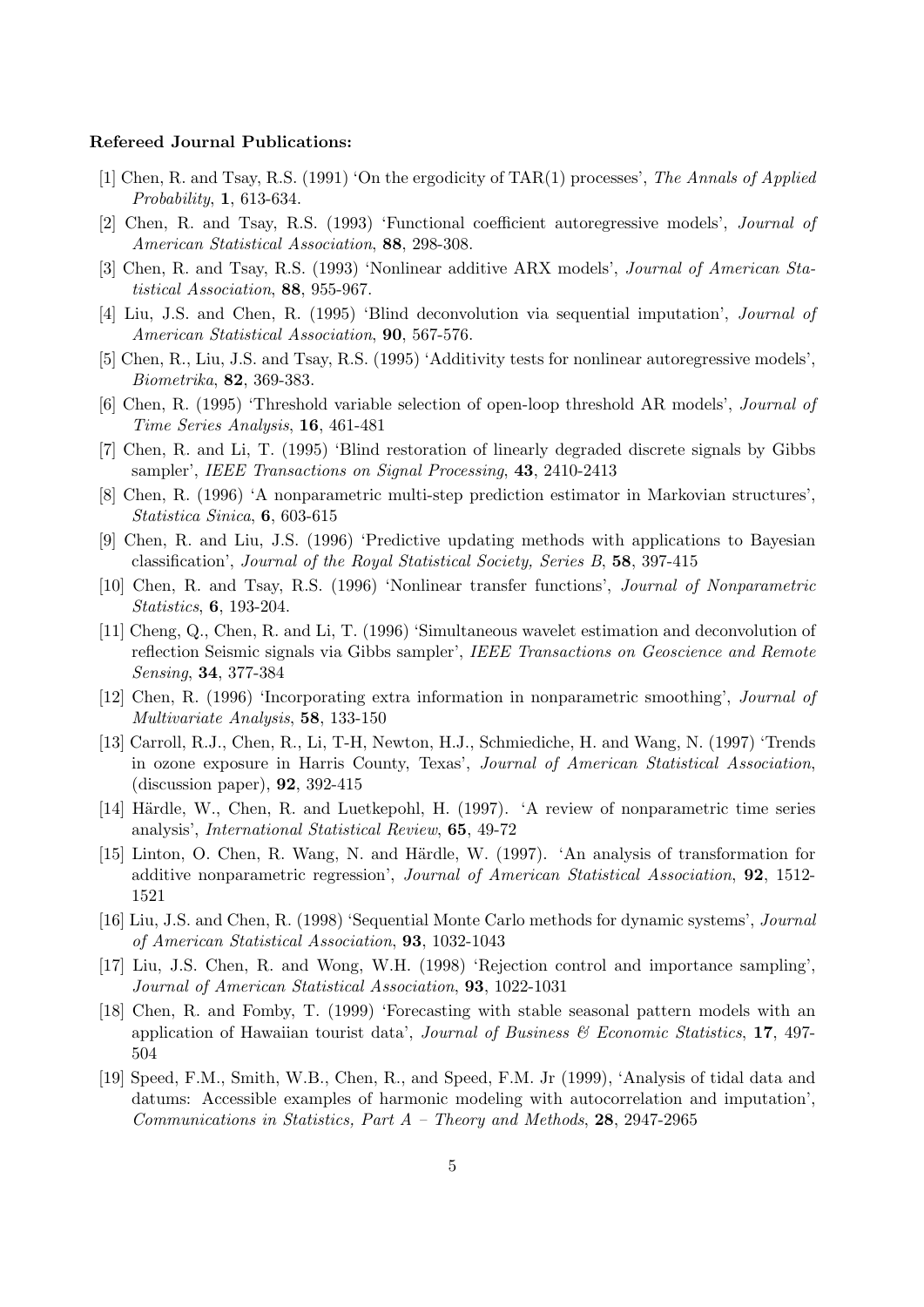**Refereed Journal Publications:**

[1] Chen, R. and Tsay, R.S. (1991) 'On the ergodicity of TAR(1) processes', *The Annals of Applied Probability*, **1**, 613-634.

[2] Chen, R. and Tsay, R.S. (1993) 'Functional coefficient autoregressive models', *Journal of American Statistical Association*, **88**, 298-308.

[3] Chen, R. and Tsay, R.S. (1993) 'Nonlinear additive ARX models', *Journal of American Statistical Association*, **88**, 955-967.

[4] Liu, J.S. and Chen, R. (1995) 'Blind deconvolution via sequential imputation', *Journal of American Statistical Association*, **90**, 567-576.

[5] Chen, R., Liu, J.S. and Tsay, R.S. (1995) 'Additivity tests for nonlinear autoregressive models', *Biometrika*, **82**, 369-383.

[6] Chen, R. (1995) 'Threshold variable selection of open-loop threshold AR models', *Journal of Time Series Analysis*, **16**, 461-481

[7] Chen, R. and Li, T. (1995) 'Blind restoration of linearly degraded discrete signals by Gibbs sampler', *IEEE Transactions on Signal Processing*, **43**, 2410-2413

[8] Chen, R. (1996) 'A nonparametric multi-step prediction estimator in Markovian structures', *Statistica Sinica*, **6**, 603-615

[9] Chen, R. and Liu, J.S. (1996) 'Predictive updating methods with applications to Bayesian classification', *Journal of the Royal Statistical Society, Series B*, **58**, 397-415

[10] Chen, R. and Tsay, R.S. (1996) 'Nonlinear transfer functions', *Journal of Nonparametric Statistics*, **6**, 193-204.

[11] Cheng, Q., Chen, R. and Li, T. (1996) 'Simultaneous wavelet estimation and deconvolution of reflection Seismic signals via Gibbs sampler', *IEEE Transactions on Geoscience and Remote Sensing*, **34**, 377-384

[12] Chen, R. (1996) 'Incorporating extra information in nonparametric smoothing', *Journal of Multivariate Analysis*, **58**, 133-150

[13] Carroll, R.J., Chen, R., Li, T-H, Newton, H.J., Schmiediche, H. and Wang, N. (1997) 'Trends in ozone exposure in Harris County, Texas', *Journal of American Statistical Association*, (discussion paper), **92**, 392-415

[14] Härdle, W., Chen, R. and Luetkepohl, H. (1997). 'A review of nonparametric time series analysis', *International Statistical Review*, **65**, 49-72

[15] Linton, O. Chen, R. Wang, N. and Härdle, W. (1997). 'An analysis of transformation for additive nonparametric regression', *Journal of American Statistical Association*, **92**, 1512-1521

[16] Liu, J.S. and Chen, R. (1998) 'Sequential Monte Carlo methods for dynamic systems', *Journal of American Statistical Association*, **93**, 1032-1043

[17] Liu, J.S. Chen, R. and Wong, W.H. (1998) 'Rejection control and importance sampling', *Journal of American Statistical Association*, **93**, 1022-1031

[18] Chen, R. and Fomby, T. (1999) 'Forecasting with stable seasonal pattern models with an application of Hawaiian tourist data', *Journal of Business & Economic Statistics*, **17**, 497-504

[19] Speed, F.M., Smith, W.B., Chen, R., and Speed, F.M. Jr (1999), 'Analysis of tidal data and datums: Accessible examples of harmonic modeling with autocorrelation and imputation', *Communications in Statistics, Part A – Theory and Methods*, **28**, 2947-2965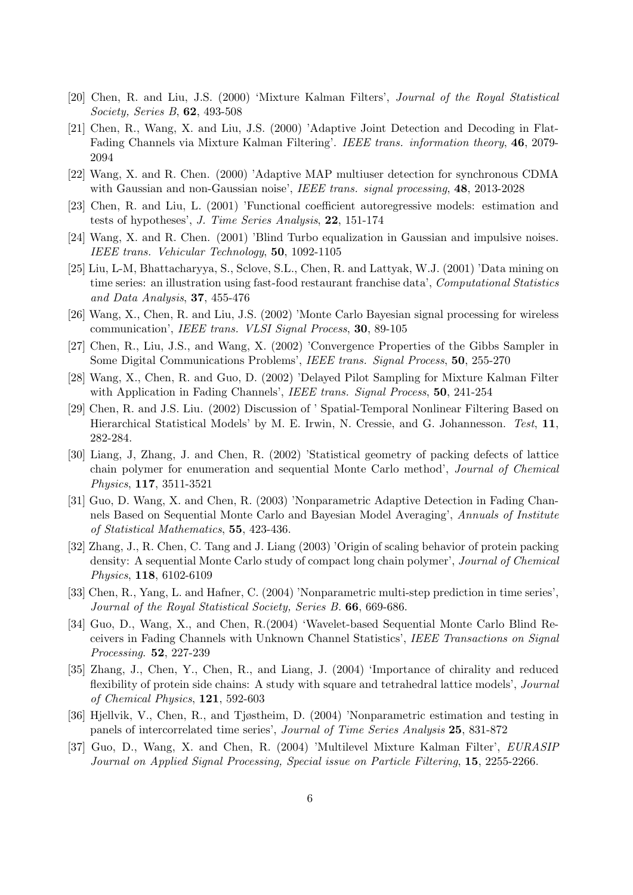[20] Chen, R. and Liu, J.S. (2000) 'Mixture Kalman Filters', *Journal of the Royal Statistical Society, Series B*, **62**, 493-508

[21] Chen, R., Wang, X. and Liu, J.S. (2000) 'Adaptive Joint Detection and Decoding in Flat-Fading Channels via Mixture Kalman Filtering'. *IEEE trans. information theory*, **46**, 2079-2094

[22] Wang, X. and R. Chen. (2000) 'Adaptive MAP multiuser detection for synchronous CDMA with Gaussian and non-Gaussian noise', *IEEE trans. signal processing*, **48**, 2013-2028

[23] Chen, R. and Liu, L. (2001) 'Functional coefficient autoregressive models: estimation and tests of hypotheses', *J. Time Series Analysis*, **22**, 151-174

[24] Wang, X. and R. Chen. (2001) 'Blind Turbo equalization in Gaussian and impulsive noises. *IEEE trans. Vehicular Technology*, **50**, 1092-1105

[25] Liu, L-M, Bhattacharyya, S., Sclove, S.L., Chen, R. and Lattyak, W.J. (2001) 'Data mining on time series: an illustration using fast-food restaurant franchise data', *Computational Statistics and Data Analysis*, **37**, 455-476

[26] Wang, X., Chen, R. and Liu, J.S. (2002) 'Monte Carlo Bayesian signal processing for wireless communication', *IEEE trans. VLSI Signal Process*, **30**, 89-105

[27] Chen, R., Liu, J.S., and Wang, X. (2002) 'Convergence Properties of the Gibbs Sampler in Some Digital Communications Problems', *IEEE trans. Signal Process*, **50**, 255-270

[28] Wang, X., Chen, R. and Guo, D. (2002) 'Delayed Pilot Sampling for Mixture Kalman Filter with Application in Fading Channels', *IEEE trans. Signal Process*, **50**, 241-254

[29] Chen, R. and J.S. Liu. (2002) Discussion of ' Spatial-Temporal Nonlinear Filtering Based on Hierarchical Statistical Models' by M. E. Irwin, N. Cressie, and G. Johannesson. *Test*, **11**, 282-284.

[30] Liang, J, Zhang, J. and Chen, R. (2002) 'Statistical geometry of packing defects of lattice chain polymer for enumeration and sequential Monte Carlo method', *Journal of Chemical Physics*, **117**, 3511-3521

[31] Guo, D. Wang, X. and Chen, R. (2003) 'Nonparametric Adaptive Detection in Fading Channels Based on Sequential Monte Carlo and Bayesian Model Averaging', *Annuals of Institute of Statistical Mathematics*, **55**, 423-436.

[32] Zhang, J., R. Chen, C. Tang and J. Liang (2003) 'Origin of scaling behavior of protein packing density: A sequential Monte Carlo study of compact long chain polymer', *Journal of Chemical Physics*, **118**, 6102-6109

[33] Chen, R., Yang, L. and Hafner, C. (2004) 'Nonparametric multi-step prediction in time series', *Journal of the Royal Statistical Society, Series B*. **66**, 669-686.

[34] Guo, D., Wang, X., and Chen, R.(2004) 'Wavelet-based Sequential Monte Carlo Blind Receivers in Fading Channels with Unknown Channel Statistics', *IEEE Transactions on Signal Processing*. **52**, 227-239

[35] Zhang, J., Chen, Y., Chen, R., and Liang, J. (2004) 'Importance of chirality and reduced flexibility of protein side chains: A study with square and tetrahedral lattice models', *Journal of Chemical Physics*, **121**, 592-603

[36] Hjellvik, V., Chen, R., and Tjøstheim, D. (2004) 'Nonparametric estimation and testing in panels of intercorrelated time series', *Journal of Time Series Analysis* **25**, 831-872

[37] Guo, D., Wang, X. and Chen, R. (2004) 'Multilevel Mixture Kalman Filter', *EURASIP Journal on Applied Signal Processing, Special issue on Particle Filtering*, **15**, 2255-2266.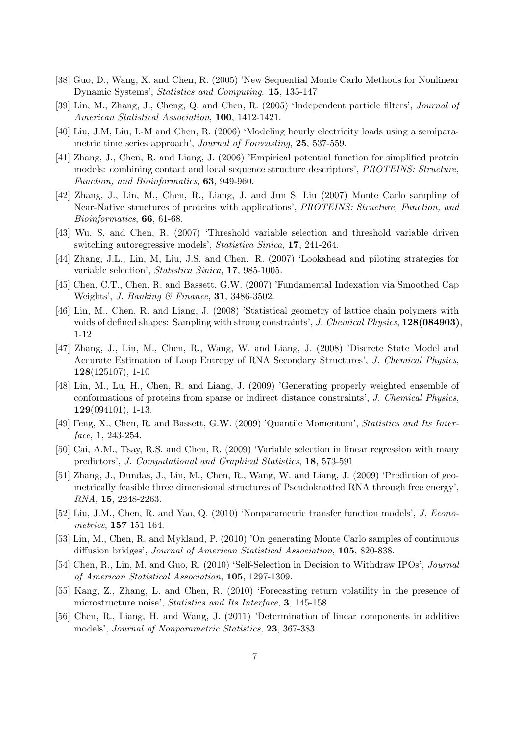[38] Guo, D., Wang, X. and Chen, R. (2005) 'New Sequential Monte Carlo Methods for Nonlinear Dynamic Systems', *Statistics and Computing*. **15**, 135-147

[39] Lin, M., Zhang, J., Cheng, Q. and Chen, R. (2005) 'Independent particle filters', *Journal of American Statistical Association*, **100**, 1412-1421.

[40] Liu, J.M, Liu, L-M and Chen, R. (2006) 'Modeling hourly electricity loads using a semiparametric time series approach', *Journal of Forecasting*, **25**, 537-559.

[41] Zhang, J., Chen, R. and Liang, J. (2006) 'Empirical potential function for simplified protein models: combining contact and local sequence structure descriptors', *PROTEINS: Structure, Function, and Bioinformatics*, **63**, 949-960.

[42] Zhang, J., Lin, M., Chen, R., Liang, J. and Jun S. Liu (2007) Monte Carlo sampling of Near-Native structures of proteins with applications', *PROTEINS: Structure, Function, and Bioinformatics*, **66**, 61-68.

[43] Wu, S, and Chen, R. (2007) 'Threshold variable selection and threshold variable driven switching autoregressive models', *Statistica Sinica*, **17**, 241-264.

[44] Zhang, J.L., Lin, M, Liu, J.S. and Chen. R. (2007) 'Lookahead and piloting strategies for variable selection', *Statistica Sinica*, **17**, 985-1005.

[45] Chen, C.T., Chen, R. and Bassett, G.W. (2007) 'Fundamental Indexation via Smoothed Cap Weights', *J. Banking & Finance*, **31**, 3486-3502.

[46] Lin, M., Chen, R. and Liang, J. (2008) 'Statistical geometry of lattice chain polymers with voids of defined shapes: Sampling with strong constraints', *J. Chemical Physics*, **128(084903)**, 1-12

[47] Zhang, J., Lin, M., Chen, R., Wang, W. and Liang, J. (2008) 'Discrete State Model and Accurate Estimation of Loop Entropy of RNA Secondary Structures', *J. Chemical Physics*, **128**(125107), 1-10

[48] Lin, M., Lu, H., Chen, R. and Liang, J. (2009) 'Generating properly weighted ensemble of conformations of proteins from sparse or indirect distance constraints', *J. Chemical Physics*, **129**(094101), 1-13.

[49] Feng, X., Chen, R. and Bassett, G.W. (2009) 'Quantile Momentum', *Statistics and Its Interface*, **1**, 243-254.

[50] Cai, A.M., Tsay, R.S. and Chen, R. (2009) 'Variable selection in linear regression with many predictors', *J. Computational and Graphical Statistics*, **18**, 573-591

[51] Zhang, J., Dundas, J., Lin, M., Chen, R., Wang, W. and Liang, J. (2009) 'Prediction of geometrically feasible three dimensional structures of Pseudoknotted RNA through free energy', *RNA*, **15**, 2248-2263.

[52] Liu, J.M., Chen, R. and Yao, Q. (2010) 'Nonparametric transfer function models', *J. Econometrics*, **157** 151-164.

[53] Lin, M., Chen, R. and Mykland, P. (2010) 'On generating Monte Carlo samples of continuous diffusion bridges', *Journal of American Statistical Association*, **105**, 820-838.

[54] Chen, R., Lin, M. and Guo, R. (2010) 'Self-Selection in Decision to Withdraw IPOs', *Journal of American Statistical Association*, **105**, 1297-1309.

[55] Kang, Z., Zhang, L. and Chen, R. (2010) 'Forecasting return volatility in the presence of microstructure noise', *Statistics and Its Interface*, **3**, 145-158.

[56] Chen, R., Liang, H. and Wang, J. (2011) 'Determination of linear components in additive models', *Journal of Nonparametric Statistics*, **23**, 367-383.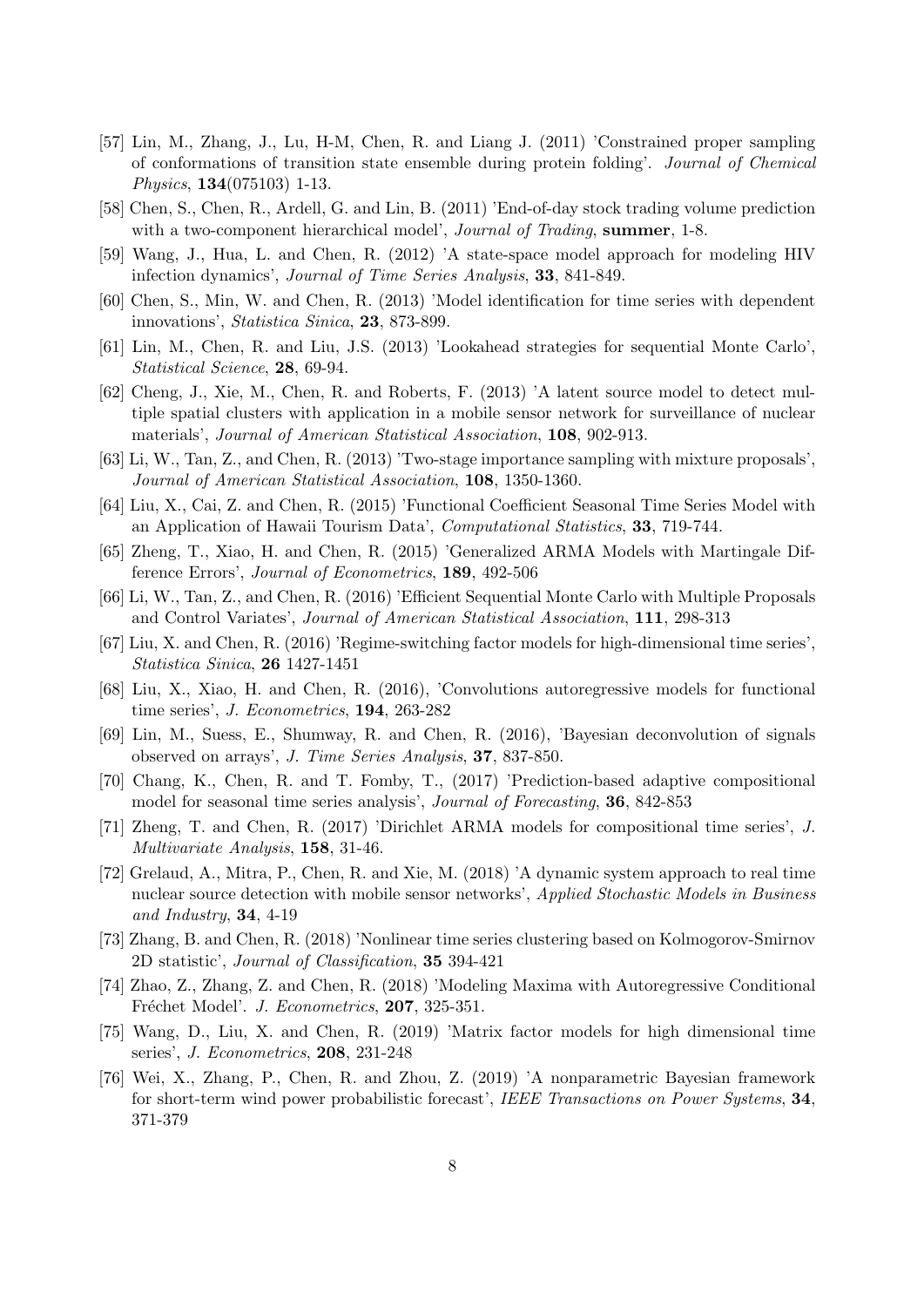[57] Lin, M., Zhang, J., Lu, H-M, Chen, R. and Liang J. (2011) 'Constrained proper sampling of conformations of transition state ensemble during protein folding'. *Journal of Chemical Physics*, **134**(075103) 1-13.

[58] Chen, S., Chen, R., Ardell, G. and Lin, B. (2011) 'End-of-day stock trading volume prediction with a two-component hierarchical model', *Journal of Trading*, **summer**, 1-8.

[59] Wang, J., Hua, L. and Chen, R. (2012) 'A state-space model approach for modeling HIV infection dynamics', *Journal of Time Series Analysis*, **33**, 841-849.

[60] Chen, S., Min, W. and Chen, R. (2013) 'Model identification for time series with dependent innovations', *Statistica Sinica*, **23**, 873-899.

[61] Lin, M., Chen, R. and Liu, J.S. (2013) 'Lookahead strategies for sequential Monte Carlo', *Statistical Science*, **28**, 69-94.

[62] Cheng, J., Xie, M., Chen, R. and Roberts, F. (2013) 'A latent source model to detect multiple spatial clusters with application in a mobile sensor network for surveillance of nuclear materials', *Journal of American Statistical Association*, **108**, 902-913.

[63] Li, W., Tan, Z., and Chen, R. (2013) 'Two-stage importance sampling with mixture proposals', *Journal of American Statistical Association*, **108**, 1350-1360.

[64] Liu, X., Cai, Z. and Chen, R. (2015) 'Functional Coefficient Seasonal Time Series Model with an Application of Hawaii Tourism Data', *Computational Statistics*, **33**, 719-744.

[65] Zheng, T., Xiao, H. and Chen, R. (2015) 'Generalized ARMA Models with Martingale Difference Errors', *Journal of Econometrics*, **189**, 492-506

[66] Li, W., Tan, Z., and Chen, R. (2016) 'Efficient Sequential Monte Carlo with Multiple Proposals and Control Variates', *Journal of American Statistical Association*, **111**, 298-313

[67] Liu, X. and Chen, R. (2016) 'Regime-switching factor models for high-dimensional time series', *Statistica Sinica*, **26** 1427-1451

[68] Liu, X., Xiao, H. and Chen, R. (2016), 'Convolutions autoregressive models for functional time series', *J. Econometrics*, **194**, 263-282

[69] Lin, M., Suess, E., Shumway, R. and Chen, R. (2016), 'Bayesian deconvolution of signals observed on arrays', *J. Time Series Analysis*, **37**, 837-850.

[70] Chang, K., Chen, R. and T. Fomby, T., (2017) 'Prediction-based adaptive compositional model for seasonal time series analysis', *Journal of Forecasting*, **36**, 842-853

[71] Zheng, T. and Chen, R. (2017) 'Dirichlet ARMA models for compositional time series', *J. Multivariate Analysis*, **158**, 31-46.

[72] Grelaud, A., Mitra, P., Chen, R. and Xie, M. (2018) 'A dynamic system approach to real time nuclear source detection with mobile sensor networks', *Applied Stochastic Models in Business and Industry*, **34**, 4-19

[73] Zhang, B. and Chen, R. (2018) 'Nonlinear time series clustering based on Kolmogorov-Smirnov 2D statistic', *Journal of Classification*, **35** 394-421

[74] Zhao, Z., Zhang, Z. and Chen, R. (2018) 'Modeling Maxima with Autoregressive Conditional Fréchet Model'. *J. Econometrics*, **207**, 325-351.

[75] Wang, D., Liu, X. and Chen, R. (2019) 'Matrix factor models for high dimensional time series', *J. Econometrics*, **208**, 231-248

[76] Wei, X., Zhang, P., Chen, R. and Zhou, Z. (2019) 'A nonparametric Bayesian framework for short-term wind power probabilistic forecast', *IEEE Transactions on Power Systems*, **34**, 371-379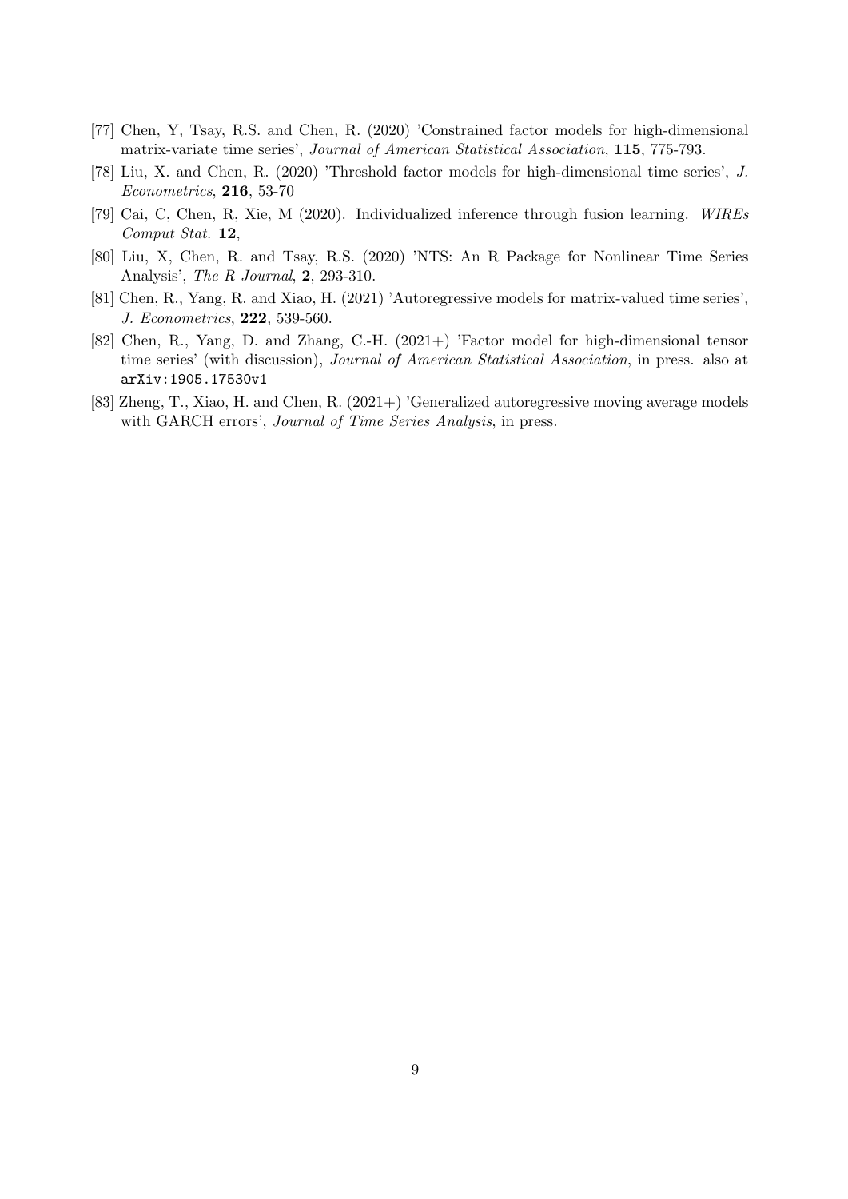[77] Chen, Y, Tsay, R.S. and Chen, R. (2020) 'Constrained factor models for high-dimensional matrix-variate time series', *Journal of American Statistical Association*, **115**, 775-793.

[78] Liu, X. and Chen, R. (2020) 'Threshold factor models for high-dimensional time series', *J. Econometrics*, **216**, 53-70

[79] Cai, C, Chen, R, Xie, M (2020). Individualized inference through fusion learning. *WIREs Comput Stat.* **12**,

[80] Liu, X, Chen, R. and Tsay, R.S. (2020) 'NTS: An R Package for Nonlinear Time Series Analysis', *The R Journal*, **2**, 293-310.

[81] Chen, R., Yang, R. and Xiao, H. (2021) 'Autoregressive models for matrix-valued time series', *J. Econometrics*, **222**, 539-560.

[82] Chen, R., Yang, D. and Zhang, C.-H. (2021+) 'Factor model for high-dimensional tensor time series' (with discussion), *Journal of American Statistical Association*, in press. also at `arXiv:1905.17530v1`

[83] Zheng, T., Xiao, H. and Chen, R. (2021+) 'Generalized autoregressive moving average models with GARCH errors', *Journal of Time Series Analysis*, in press.